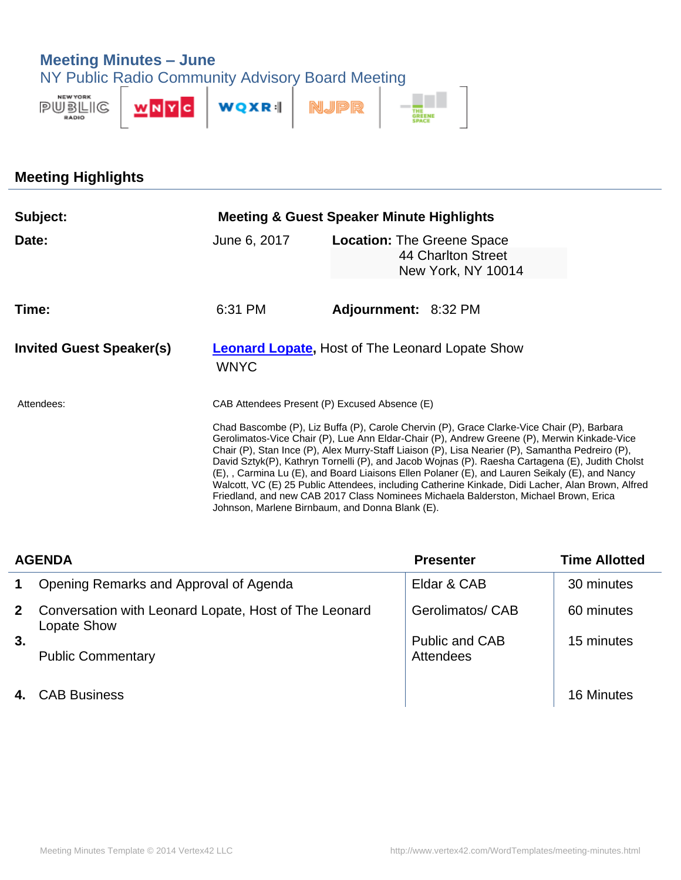# Meeting Minutes – June

NY Public Radio Community Advisory Board Meeting

## Meeting Highlights

| | | |
|---|---|---|
| **Subject:** | **Meeting & Guest Speaker Minute Highlights** | |
| **Date:** | June 6, 2017 | **Location:** The Greene Space<br>44 Charlton Street<br>New York, NY 10014 |
| **Time:** | 6:31 PM | **Adjournment:** 8:32 PM |
| **Invited Guest Speaker(s)** | **Leonard Lopate**, Host of The Leonard Lopate Show WNYC | |

Attendees: CAB Attendees Present (P) Excused Absence (E)

Chad Bascombe (P), Liz Buffa (P), Carole Chervin (P), Grace Clarke-Vice Chair (P), Barbara Gerolimatos-Vice Chair (P), Lue Ann Eldar-Chair (P), Andrew Greene (P), Merwin Kinkade-Vice Chair (P), Stan Ince (P), Alex Murry-Staff Liaison (P), Lisa Nearier (P), Samantha Pedreiro (P), David Sztyk(P), Kathryn Tornelli (P), and Jacob Wojnas (P). Raesha Cartagena (E), Judith Cholst (E), , Carmina Lu (E), and Board Liaisons Ellen Polaner (E), and Lauren Seikaly (E), and Nancy Walcott, VC (E) 25 Public Attendees, including Catherine Kinkade, Didi Lacher, Alan Brown, Alfred Friedland, and new CAB 2017 Class Nominees Michaela Balderston, Michael Brown, Erica Johnson, Marlene Birnbaum, and Donna Blank (E).

| AGENDA | | Presenter | Time Allotted |
|---|---|---|---|
| 1 | Opening Remarks and Approval of Agenda | Eldar & CAB | 30 minutes |
| 2 | Conversation with Leonard Lopate, Host of The Leonard Lopate Show | Gerolimatos/ CAB | 60 minutes |
| 3. | Public Commentary | Public and CAB Attendees | 15 minutes |
| 4. | CAB Business | | 16 Minutes |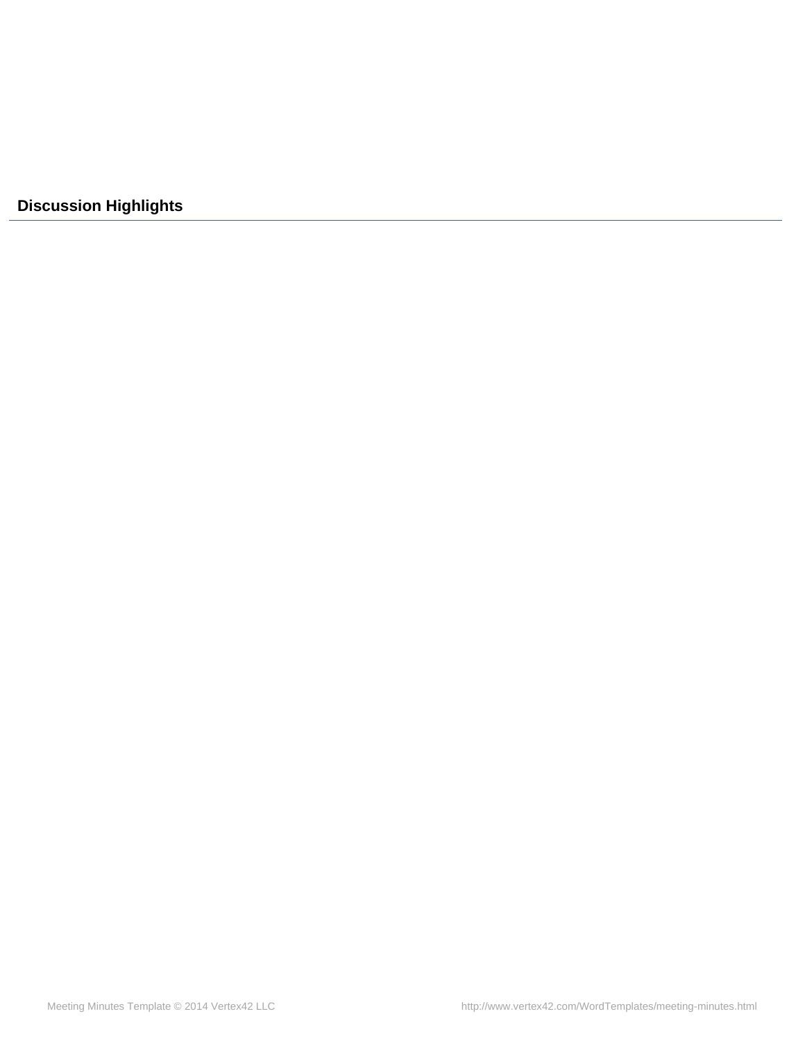## Discussion Highlights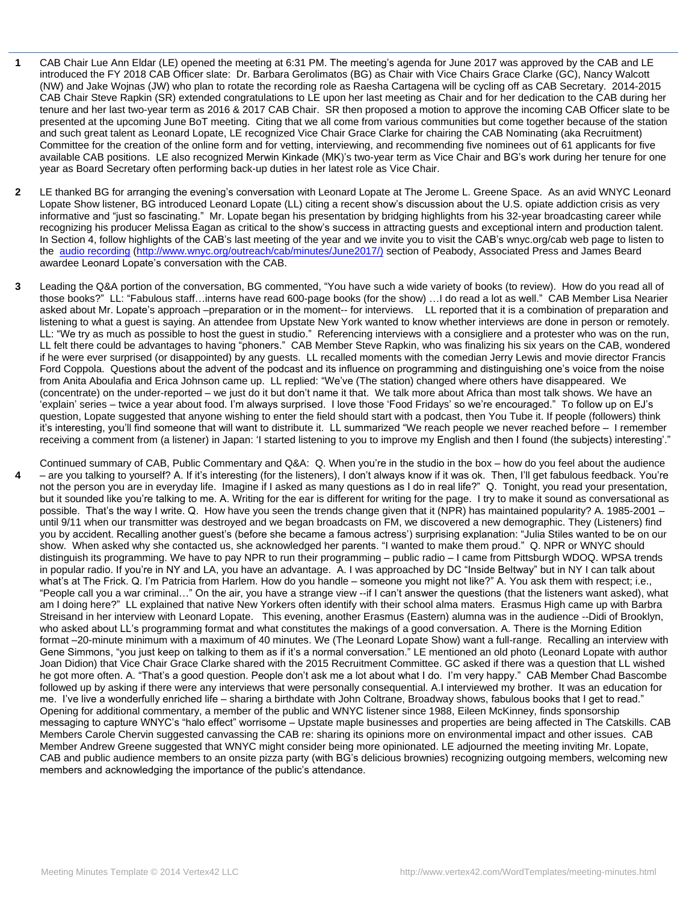**1** CAB Chair Lue Ann Eldar (LE) opened the meeting at 6:31 PM. The meeting's agenda for June 2017 was approved by the CAB and LE introduced the FY 2018 CAB Officer slate: Dr. Barbara Gerolimatos (BG) as Chair with Vice Chairs Grace Clarke (GC), Nancy Walcott (NW) and Jake Wojnas (JW) who plan to rotate the recording role as Raesha Cartagena will be cycling off as CAB Secretary. 2014-2015 CAB Chair Steve Rapkin (SR) extended congratulations to LE upon her last meeting as Chair and for her dedication to the CAB during her tenure and her last two-year term as 2016 & 2017 CAB Chair. SR then proposed a motion to approve the incoming CAB Officer slate to be presented at the upcoming June BoT meeting. Citing that we all come from various communities but come together because of the station and such great talent as Leonard Lopate, LE recognized Vice Chair Grace Clarke for chairing the CAB Nominating (aka Recruitment) Committee for the creation of the online form and for vetting, interviewing, and recommending five nominees out of 61 applicants for five available CAB positions. LE also recognized Merwin Kinkade (MK)'s two-year term as Vice Chair and BG's work during her tenure for one year as Board Secretary often performing back-up duties in her latest role as Vice Chair.

**2** LE thanked BG for arranging the evening's conversation with Leonard Lopate at The Jerome L. Greene Space. As an avid WNYC Leonard Lopate Show listener, BG introduced Leonard Lopate (LL) citing a recent show's discussion about the U.S. opiate addiction crisis as very informative and "just so fascinating." Mr. Lopate began his presentation by bridging highlights from his 32-year broadcasting career while recognizing his producer Melissa Eagan as critical to the show's success in attracting guests and exceptional intern and production talent. In Section 4, follow highlights of the CAB's last meeting of the year and we invite you to visit the CAB's wnyc.org/cab web page to listen to the [audio recording](http://www.wnyc.org/outreach/cab/minutes/June2017/) (http://www.wnyc.org/outreach/cab/minutes/June2017/) section of Peabody, Associated Press and James Beard awardee Leonard Lopate's conversation with the CAB.

**3** Leading the Q&A portion of the conversation, BG commented, "You have such a wide variety of books (to review). How do you read all of those books?" LL: "Fabulous staff…interns have read 600-page books (for the show) …I do read a lot as well." CAB Member Lisa Nearier asked about Mr. Lopate's approach –preparation or in the moment-- for interviews. LL reported that it is a combination of preparation and listening to what a guest is saying. An attendee from Upstate New York wanted to know whether interviews are done in person or remotely. LL: "We try as much as possible to host the guest in studio." Referencing interviews with a consigliere and a protester who was on the run, LL felt there could be advantages to having "phoners." CAB Member Steve Rapkin, who was finalizing his six years on the CAB, wondered if he were ever surprised (or disappointed) by any guests. LL recalled moments with the comedian Jerry Lewis and movie director Francis Ford Coppola. Questions about the advent of the podcast and its influence on programming and distinguishing one's voice from the noise from Anita Aboulafia and Erica Johnson came up. LL replied: "We've (The station) changed where others have disappeared. We (concentrate) on the under-reported – we just do it but don't name it that. We talk more about Africa than most talk shows. We have an 'explain' series – twice a year about food. I'm always surprised. I love those 'Food Fridays' so we're encouraged." To follow up on EJ's question, Lopate suggested that anyone wishing to enter the field should start with a podcast, then You Tube it. If people (followers) think it's interesting, you'll find someone that will want to distribute it. LL summarized "We reach people we never reached before – I remember receiving a comment from (a listener) in Japan: 'I started listening to you to improve my English and then I found (the subjects) interesting'."

**4** Continued summary of CAB, Public Commentary and Q&A: Q. When you're in the studio in the box – how do you feel about the audience – are you talking to yourself? A. If it's interesting (for the listeners), I don't always know if it was ok. Then, I'll get fabulous feedback. You're not the person you are in everyday life. Imagine if I asked as many questions as I do in real life?" Q. Tonight, you read your presentation, but it sounded like you're talking to me. A. Writing for the ear is different for writing for the page. I try to make it sound as conversational as possible. That's the way I write. Q. How have you seen the trends change given that it (NPR) has maintained popularity? A. 1985-2001 – until 9/11 when our transmitter was destroyed and we began broadcasts on FM, we discovered a new demographic. They (Listeners) find you by accident. Recalling another guest's (before she became a famous actress') surprising explanation: "Julia Stiles wanted to be on our show. When asked why she contacted us, she acknowledged her parents. "I wanted to make them proud." Q. NPR or WNYC should distinguish its programming. We have to pay NPR to run their programming – public radio – I came from Pittsburgh WDOQ. WPSA trends in popular radio. If you're in NY and LA, you have an advantage. A. I was approached by DC "Inside Beltway" but in NY I can talk about what's at The Frick. Q. I'm Patricia from Harlem. How do you handle – someone you might not like?" A. You ask them with respect; i.e., "People call you a war criminal…" On the air, you have a strange view --if I can't answer the questions (that the listeners want asked), what am I doing here?" LL explained that native New Yorkers often identify with their school alma maters. Erasmus High came up with Barbra Streisand in her interview with Leonard Lopate. This evening, another Erasmus (Eastern) alumna was in the audience --Didi of Brooklyn, who asked about LL's programming format and what constitutes the makings of a good conversation. A. There is the Morning Edition format –20-minute minimum with a maximum of 40 minutes. We (The Leonard Lopate Show) want a full-range. Recalling an interview with Gene Simmons, "you just keep on talking to them as if it's a normal conversation." LE mentioned an old photo (Leonard Lopate with author Joan Didion) that Vice Chair Grace Clarke shared with the 2015 Recruitment Committee. GC asked if there was a question that LL wished he got more often. A. "That's a good question. People don't ask me a lot about what I do. I'm very happy." CAB Member Chad Bascombe followed up by asking if there were any interviews that were personally consequential. A.I interviewed my brother. It was an education for me. I've live a wonderfully enriched life – sharing a birthdate with John Coltrane, Broadway shows, fabulous books that I get to read." Opening for additional commentary, a member of the public and WNYC listener since 1988, Eileen McKinney, finds sponsorship messaging to capture WNYC's "halo effect" worrisome – Upstate maple businesses and properties are being affected in The Catskills. CAB Members Carole Chervin suggested canvassing the CAB re: sharing its opinions more on environmental impact and other issues. CAB Member Andrew Greene suggested that WNYC might consider being more opinionated. LE adjourned the meeting inviting Mr. Lopate, CAB and public audience members to an onsite pizza party (with BG's delicious brownies) recognizing outgoing members, welcoming new members and acknowledging the importance of the public's attendance.